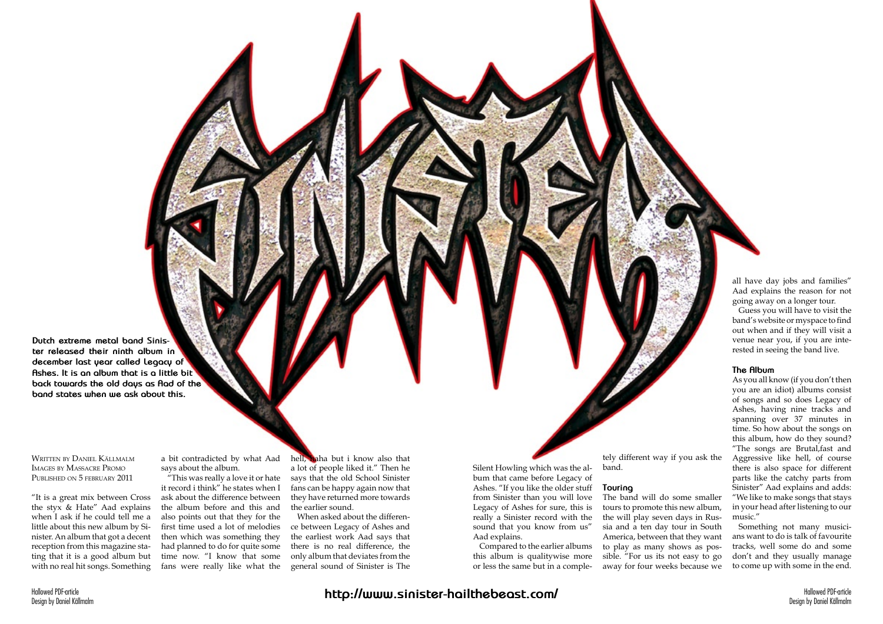# SINISTER

**Dutch extreme metal band Sinister released their ninth album in december last year called Legacy of Ashes. It is an album that is a little bit back towards the old days as Aad of the band states when we ask about this.**

Written by Daniel Källmalm
Images by Massacre Promo
Published on 5 february 2011

"It is a great mix between Cross the styx & Hate" Aad explains when I ask if he could tell me a little about this new album by Sinister. An album that got a decent reception from this magazine stating that it is a good album but with no real hit songs. Something a bit contradicted by what Aad says about the album.

"This was really a love it or hate it record i think" he states when I ask about the difference between the album before and this and also points out that they for the first time used a lot of melodies then which was something they had planned to do for quite some time now. "I know that some fans were really like what the hell, haha but i know also that a lot of people liked it." Then he says that the old School Sinister fans can be happy again now that they have returned more towards the earlier sound.

When asked about the difference between Legacy of Ashes and the earliest work Aad says that there is no real difference, the only album that deviates from the general sound of Sinister is The Silent Howling which was the album that came before Legacy of Ashes. "If you like the older stuff from Sinister than you will love Legacy of Ashes for sure, this is really a Sinister record with the sound that you know from us" Aad explains.

Compared to the earlier albums this album is qualitywise more or less the same but in a completely different way if you ask the band.

### Touring

The band will do some smaller tours to promote this new album, the will play seven days in Russia and a ten day tour in South America, between that they want to play as many shows as possible. "For us its not easy to go away for four weeks because we all have day jobs and families" Aad explains the reason for not going away on a longer tour.

Guess you will have to visit the band's website or myspace to find out when and if they will visit a venue near you, if you are interested in seeing the band live.

### The Album

As you all know (if you don't then you are an idiot) albums consist of songs and so does Legacy of Ashes, having nine tracks and spanning over 37 minutes in time. So how about the songs on this album, how do they sound? "The songs are Brutal,fast and Aggressive like hell, of course there is also space for different parts like the catchy parts from Sinister" Aad explains and adds: "We like to make songs that stays in your head after listening to our music."

Something not many musicians want to do is talk of favourite tracks, well some do and some don't and they usually manage to come up with some in the end.

http://www.sinister-hailthebeast.com/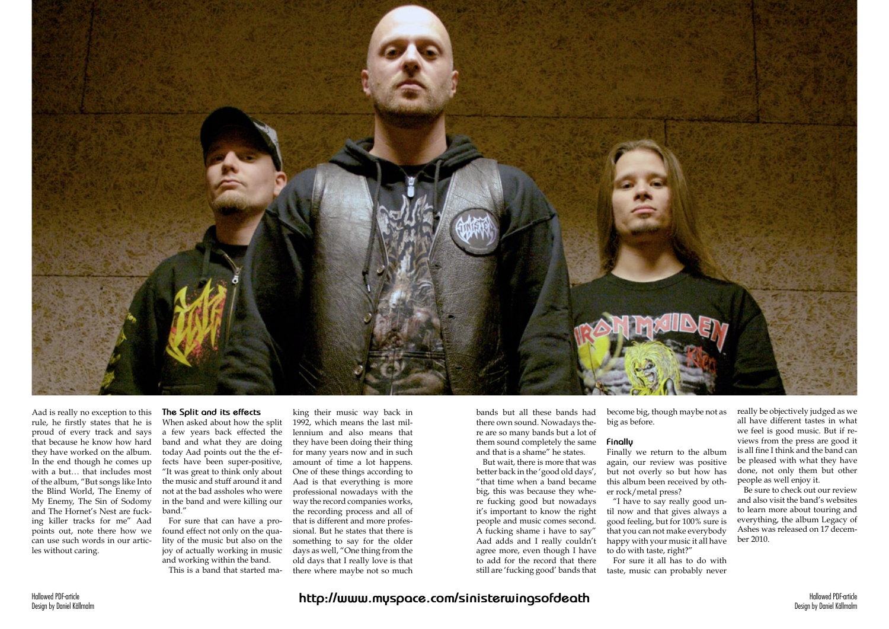Aad is really no exception to this rule, he firstly states that he is proud of every track and says that because he know how hard they have worked on the album. In the end though he comes up with a but… that includes most of the album, "But songs like Into the Blind World, The Enemy of My Enemy, The Sin of Sodomy and The Hornet's Nest are fucking killer tracks for me" Aad points out, note there how we can use such words in our articles without caring.

### The Split and its effects

When asked about how the split a few years back effected the band and what they are doing today Aad points out the the effects have been super-positive, "It was great to think only about the music and stuff around it and not at the bad assholes who were in the band and were killing our band."

For sure that can have a profound effect not only on the quality of the music but also on the joy of actually working in music and working within the band.

This is a band that started making their music way back in 1992, which means the last millennium and also means that they have been doing their thing for many years now and in such amount of time a lot happens. One of these things according to Aad is that everything is more professional nowadays with the way the record companies works, the recording process and all of that is different and more professional. But he states that there is something to say for the older days as well, "One thing from the old days that I really love is that there where maybe not so much bands but all these bands had there own sound. Nowadays there are so many bands but a lot of them sound completely the same and that is a shame" he states.

But wait, there is more that was better back in the 'good old days', "that time when a band became big, this was because they where fucking good but nowadays it's important to know the right people and music comes second. A fucking shame i have to say" Aad adds and I really couldn't agree more, even though I have to add for the record that there still are 'fucking good' bands that become big, though maybe not as big as before.

### Finally

Finally we return to the album again, our review was positive but not overly so but how has this album been received by other rock/metal press?

"I have to say really good until now and that gives always a good feeling, but for 100% sure is that you can not make everybody happy with your music it all have to do with taste, right?"

For sure it all has to do with taste, music can probably never really be objectively judged as we all have different tastes in what we feel is good music. But if reviews from the press are good it is all fine I think and the band can be pleased with what they have done, not only them but other people as well enjoy it.

Be sure to check out our review and also visit the band's websites to learn more about touring and everything, the album Legacy of Ashes was released on 17 december 2010.

**http://www.myspace.com/sinisterwingsofdeath**